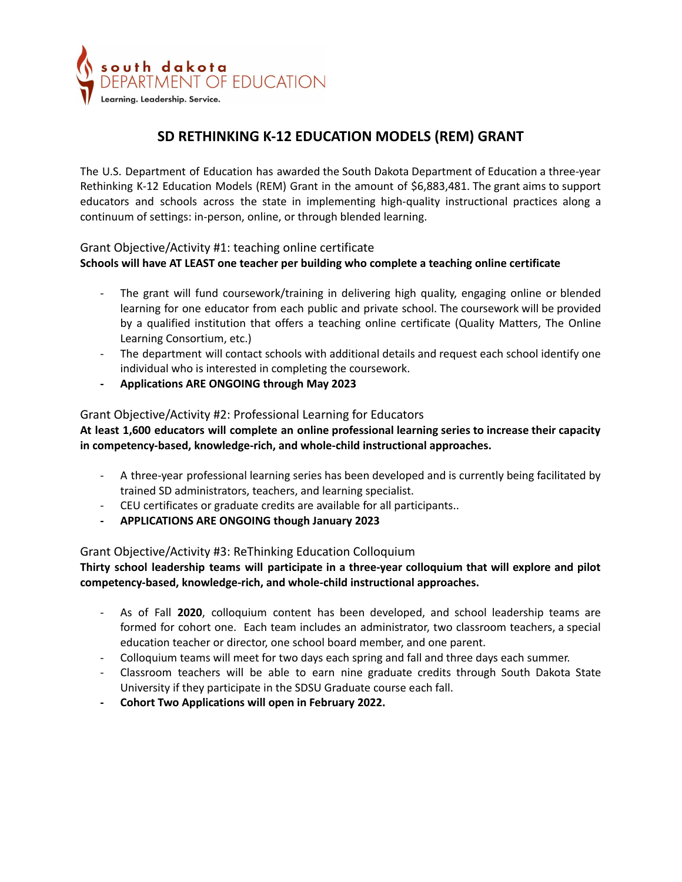south dakota DEPARTMENT OF EDUCATION

Learning. Leadership. Service.

# SD RETHINKING K-12 EDUCATION MODELS (REM) GRANT

The U.S. Department of Education has awarded the South Dakota Department of Education a three-year Rethinking K-12 Education Models (REM) Grant in the amount of $6,883,481. The grant aims to support educators and schools across the state in implementing high-quality instructional practices along a continuum of settings: in-person, online, or through blended learning.

## Grant Objective/Activity #1: teaching online certificate

**Schools will have AT LEAST one teacher per building who complete a teaching online certificate**

- The grant will fund coursework/training in delivering high quality, engaging online or blended learning for one educator from each public and private school. The coursework will be provided by a qualified institution that offers a teaching online certificate (Quality Matters, The Online Learning Consortium, etc.)
- The department will contact schools with additional details and request each school identify one individual who is interested in completing the coursework.
- **Applications ARE ONGOING through May 2023**

## Grant Objective/Activity #2: Professional Learning for Educators

**At least 1,600 educators will complete an online professional learning series to increase their capacity in competency-based, knowledge-rich, and whole-child instructional approaches.**

- A three-year professional learning series has been developed and is currently being facilitated by trained SD administrators, teachers, and learning specialist.
- CEU certificates or graduate credits are available for all participants..
- **APPLICATIONS ARE ONGOING though January 2023**

## Grant Objective/Activity #3: ReThinking Education Colloquium

**Thirty school leadership teams will participate in a three-year colloquium that will explore and pilot competency-based, knowledge-rich, and whole-child instructional approaches.**

- As of Fall **2020**, colloquium content has been developed, and school leadership teams are formed for cohort one. Each team includes an administrator, two classroom teachers, a special education teacher or director, one school board member, and one parent.
- Colloquium teams will meet for two days each spring and fall and three days each summer.
- Classroom teachers will be able to earn nine graduate credits through South Dakota State University if they participate in the SDSU Graduate course each fall.
- **Cohort Two Applications will open in February 2022.**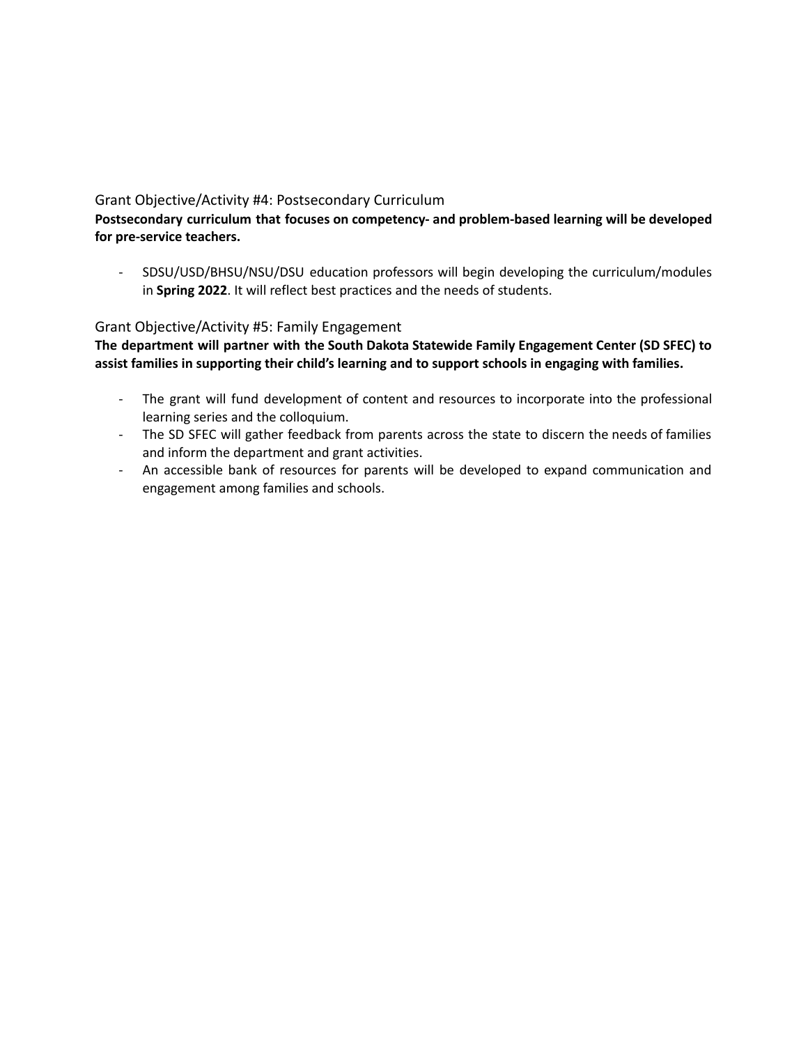## Grant Objective/Activity #4: Postsecondary Curriculum

**Postsecondary curriculum that focuses on competency- and problem-based learning will be developed for pre-service teachers.**

- SDSU/USD/BHSU/NSU/DSU education professors will begin developing the curriculum/modules in **Spring 2022**. It will reflect best practices and the needs of students.

## Grant Objective/Activity #5: Family Engagement

**The department will partner with the South Dakota Statewide Family Engagement Center (SD SFEC) to assist families in supporting their child's learning and to support schools in engaging with families.**

- The grant will fund development of content and resources to incorporate into the professional learning series and the colloquium.
- The SD SFEC will gather feedback from parents across the state to discern the needs of families and inform the department and grant activities.
- An accessible bank of resources for parents will be developed to expand communication and engagement among families and schools.